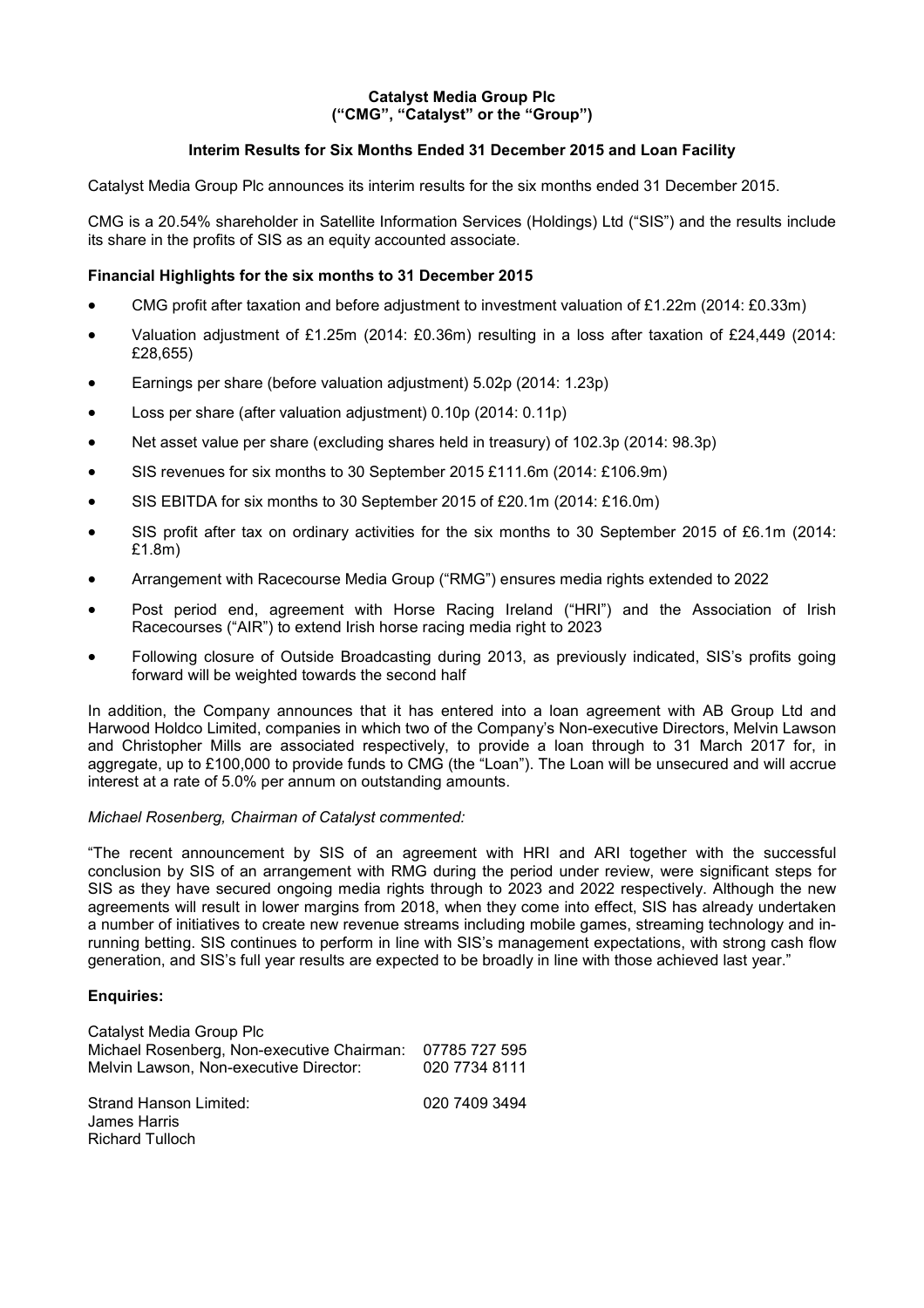**Catalyst Media Group Plc**
**("CMG", "Catalyst" or the "Group")**

**Interim Results for Six Months Ended 31 December 2015 and Loan Facility**

Catalyst Media Group Plc announces its interim results for the six months ended 31 December 2015.

CMG is a 20.54% shareholder in Satellite Information Services (Holdings) Ltd ("SIS") and the results include its share in the profits of SIS as an equity accounted associate.

**Financial Highlights for the six months to 31 December 2015**

- CMG profit after taxation and before adjustment to investment valuation of £1.22m (2014: £0.33m)
- Valuation adjustment of £1.25m (2014: £0.36m) resulting in a loss after taxation of £24,449 (2014: £28,655)
- Earnings per share (before valuation adjustment) 5.02p (2014: 1.23p)
- Loss per share (after valuation adjustment) 0.10p (2014: 0.11p)
- Net asset value per share (excluding shares held in treasury) of 102.3p (2014: 98.3p)
- SIS revenues for six months to 30 September 2015 £111.6m (2014: £106.9m)
- SIS EBITDA for six months to 30 September 2015 of £20.1m (2014: £16.0m)
- SIS profit after tax on ordinary activities for the six months to 30 September 2015 of £6.1m (2014: £1.8m)
- Arrangement with Racecourse Media Group ("RMG") ensures media rights extended to 2022
- Post period end, agreement with Horse Racing Ireland ("HRI") and the Association of Irish Racecourses ("AIR") to extend Irish horse racing media right to 2023
- Following closure of Outside Broadcasting during 2013, as previously indicated, SIS's profits going forward will be weighted towards the second half

In addition, the Company announces that it has entered into a loan agreement with AB Group Ltd and Harwood Holdco Limited, companies in which two of the Company's Non-executive Directors, Melvin Lawson and Christopher Mills are associated respectively, to provide a loan through to 31 March 2017 for, in aggregate, up to £100,000 to provide funds to CMG (the "Loan"). The Loan will be unsecured and will accrue interest at a rate of 5.0% per annum on outstanding amounts.

*Michael Rosenberg, Chairman of Catalyst commented:*

"The recent announcement by SIS of an agreement with HRI and ARI together with the successful conclusion by SIS of an arrangement with RMG during the period under review, were significant steps for SIS as they have secured ongoing media rights through to 2023 and 2022 respectively. Although the new agreements will result in lower margins from 2018, when they come into effect, SIS has already undertaken a number of initiatives to create new revenue streams including mobile games, streaming technology and in-running betting. SIS continues to perform in line with SIS's management expectations, with strong cash flow generation, and SIS's full year results are expected to be broadly in line with those achieved last year."

**Enquiries:**

| | |
|---|---|
| Catalyst Media Group Plc | |
| Michael Rosenberg, Non-executive Chairman: | 07785 727 595 |
| Melvin Lawson, Non-executive Director: | 020 7734 8111 |
| | |
| Strand Hanson Limited: | 020 7409 3494 |
| James Harris | |
| Richard Tulloch | |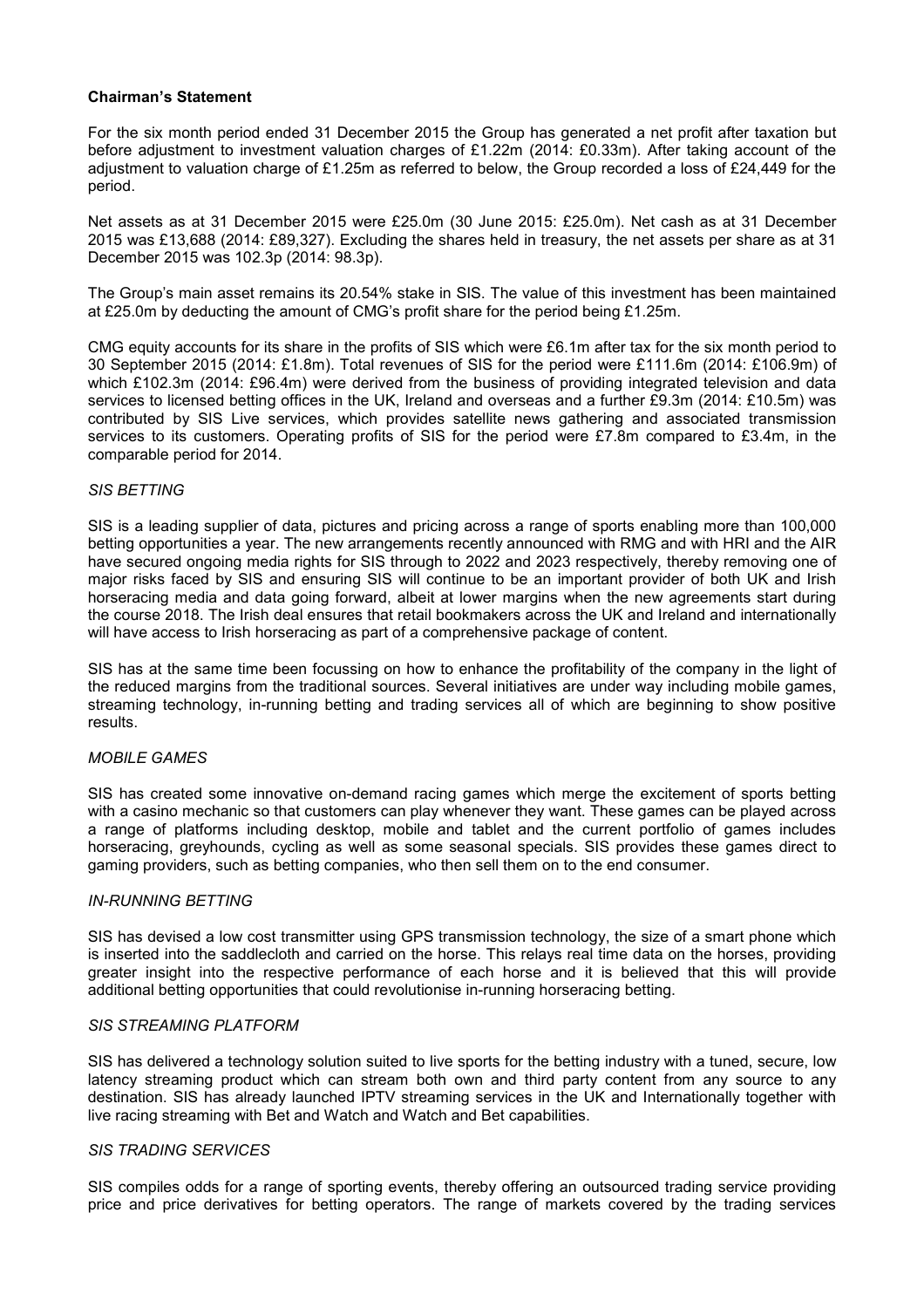**Chairman's Statement**

For the six month period ended 31 December 2015 the Group has generated a net profit after taxation but before adjustment to investment valuation charges of £1.22m (2014: £0.33m). After taking account of the adjustment to valuation charge of £1.25m as referred to below, the Group recorded a loss of £24,449 for the period.

Net assets as at 31 December 2015 were £25.0m (30 June 2015: £25.0m). Net cash as at 31 December 2015 was £13,688 (2014: £89,327). Excluding the shares held in treasury, the net assets per share as at 31 December 2015 was 102.3p (2014: 98.3p).

The Group's main asset remains its 20.54% stake in SIS. The value of this investment has been maintained at £25.0m by deducting the amount of CMG's profit share for the period being £1.25m.

CMG equity accounts for its share in the profits of SIS which were £6.1m after tax for the six month period to 30 September 2015 (2014: £1.8m). Total revenues of SIS for the period were £111.6m (2014: £106.9m) of which £102.3m (2014: £96.4m) were derived from the business of providing integrated television and data services to licensed betting offices in the UK, Ireland and overseas and a further £9.3m (2014: £10.5m) was contributed by SIS Live services, which provides satellite news gathering and associated transmission services to its customers. Operating profits of SIS for the period were £7.8m compared to £3.4m, in the comparable period for 2014.

*SIS BETTING*

SIS is a leading supplier of data, pictures and pricing across a range of sports enabling more than 100,000 betting opportunities a year. The new arrangements recently announced with RMG and with HRI and the AIR have secured ongoing media rights for SIS through to 2022 and 2023 respectively, thereby removing one of major risks faced by SIS and ensuring SIS will continue to be an important provider of both UK and Irish horseracing media and data going forward, albeit at lower margins when the new agreements start during the course 2018. The Irish deal ensures that retail bookmakers across the UK and Ireland and internationally will have access to Irish horseracing as part of a comprehensive package of content.

SIS has at the same time been focussing on how to enhance the profitability of the company in the light of the reduced margins from the traditional sources. Several initiatives are under way including mobile games, streaming technology, in-running betting and trading services all of which are beginning to show positive results.

*MOBILE GAMES*

SIS has created some innovative on-demand racing games which merge the excitement of sports betting with a casino mechanic so that customers can play whenever they want. These games can be played across a range of platforms including desktop, mobile and tablet and the current portfolio of games includes horseracing, greyhounds, cycling as well as some seasonal specials. SIS provides these games direct to gaming providers, such as betting companies, who then sell them on to the end consumer.

*IN-RUNNING BETTING*

SIS has devised a low cost transmitter using GPS transmission technology, the size of a smart phone which is inserted into the saddlecloth and carried on the horse. This relays real time data on the horses, providing greater insight into the respective performance of each horse and it is believed that this will provide additional betting opportunities that could revolutionise in-running horseracing betting.

*SIS STREAMING PLATFORM*

SIS has delivered a technology solution suited to live sports for the betting industry with a tuned, secure, low latency streaming product which can stream both own and third party content from any source to any destination. SIS has already launched IPTV streaming services in the UK and Internationally together with live racing streaming with Bet and Watch and Watch and Bet capabilities.

*SIS TRADING SERVICES*

SIS compiles odds for a range of sporting events, thereby offering an outsourced trading service providing price and price derivatives for betting operators. The range of markets covered by the trading services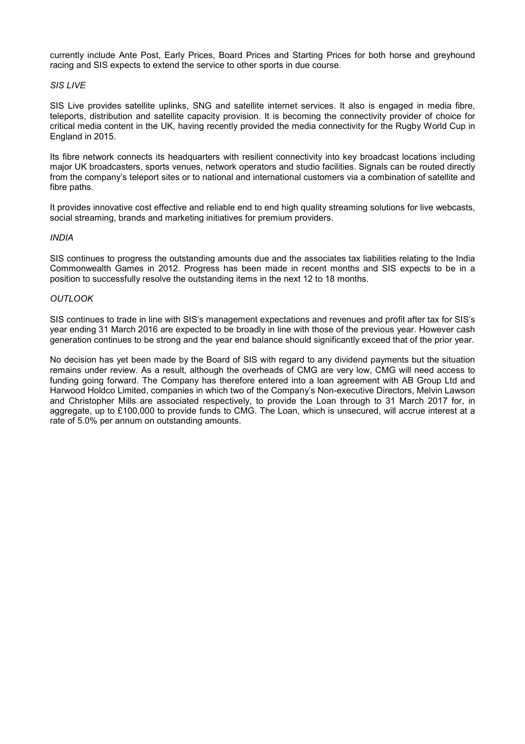currently include Ante Post, Early Prices, Board Prices and Starting Prices for both horse and greyhound racing and SIS expects to extend the service to other sports in due course.

*SIS LIVE*

SIS Live provides satellite uplinks, SNG and satellite internet services. It also is engaged in media fibre, teleports, distribution and satellite capacity provision. It is becoming the connectivity provider of choice for critical media content in the UK, having recently provided the media connectivity for the Rugby World Cup in England in 2015.

Its fibre network connects its headquarters with resilient connectivity into key broadcast locations including major UK broadcasters, sports venues, network operators and studio facilities. Signals can be routed directly from the company's teleport sites or to national and international customers via a combination of satellite and fibre paths.

It provides innovative cost effective and reliable end to end high quality streaming solutions for live webcasts, social streaming, brands and marketing initiatives for premium providers.

*INDIA*

SIS continues to progress the outstanding amounts due and the associates tax liabilities relating to the India Commonwealth Games in 2012. Progress has been made in recent months and SIS expects to be in a position to successfully resolve the outstanding items in the next 12 to 18 months.

*OUTLOOK*

SIS continues to trade in line with SIS's management expectations and revenues and profit after tax for SIS's year ending 31 March 2016 are expected to be broadly in line with those of the previous year. However cash generation continues to be strong and the year end balance should significantly exceed that of the prior year.

No decision has yet been made by the Board of SIS with regard to any dividend payments but the situation remains under review. As a result, although the overheads of CMG are very low, CMG will need access to funding going forward. The Company has therefore entered into a loan agreement with AB Group Ltd and Harwood Holdco Limited, companies in which two of the Company's Non-executive Directors, Melvin Lawson and Christopher Mills are associated respectively, to provide the Loan through to 31 March 2017 for, in aggregate, up to £100,000 to provide funds to CMG. The Loan, which is unsecured, will accrue interest at a rate of 5.0% per annum on outstanding amounts.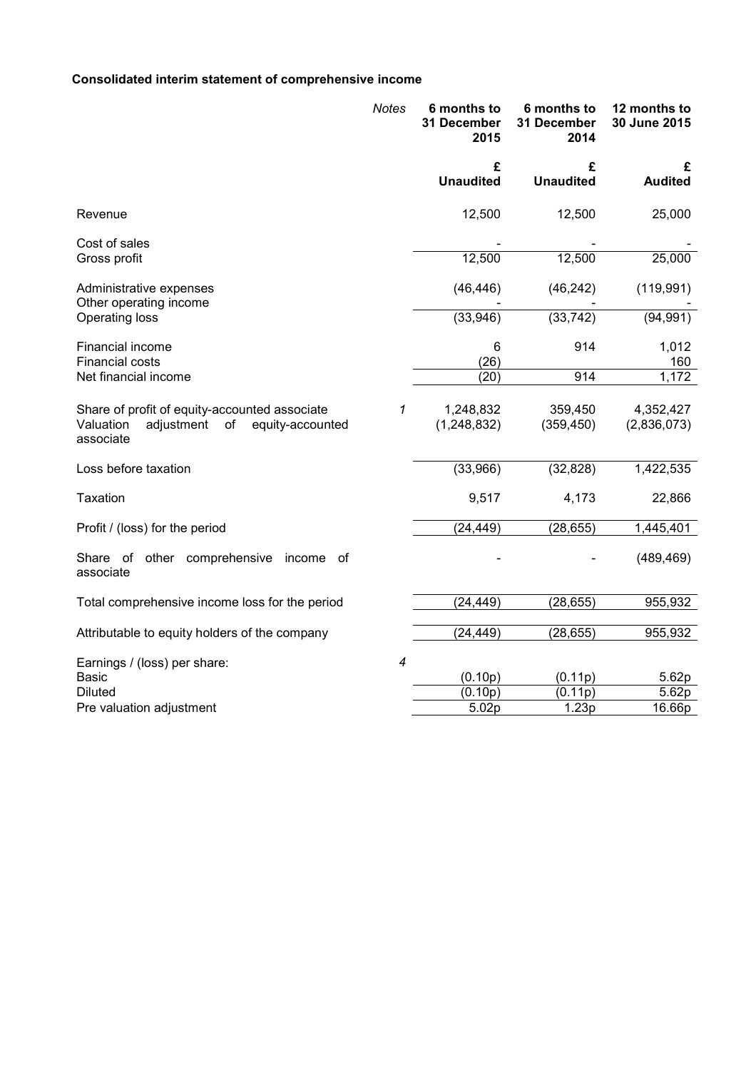**Consolidated interim statement of comprehensive income**

| | *Notes* | 6 months to 31 December 2015 | 6 months to 31 December 2014 | 12 months to 30 June 2015 |
|---|---|---|---|---|
| | | £ Unaudited | £ Unaudited | £ Audited |
| Revenue | | 12,500 | 12,500 | 25,000 |
| Cost of sales | | - | - | - |
| Gross profit | | 12,500 | 12,500 | 25,000 |
| Administrative expenses | | (46,446) | (46,242) | (119,991) |
| Other operating income | | - | - | - |
| Operating loss | | (33,946) | (33,742) | (94,991) |
| Financial income | | 6 | 914 | 1,012 |
| Financial costs | | (26) | | 160 |
| Net financial income | | (20) | 914 | 1,172 |
| Share of profit of equity-accounted associate | *1* | 1,248,832 | 359,450 | 4,352,427 |
| Valuation adjustment of equity-accounted associate | | (1,248,832) | (359,450) | (2,836,073) |
| Loss before taxation | | (33,966) | (32,828) | 1,422,535 |
| Taxation | | 9,517 | 4,173 | 22,866 |
| Profit / (loss) for the period | | (24,449) | (28,655) | 1,445,401 |
| Share of other comprehensive income of associate | | - | - | (489,469) |
| Total comprehensive income loss for the period | | (24,449) | (28,655) | 955,932 |
| Attributable to equity holders of the company | | (24,449) | (28,655) | 955,932 |
| Earnings / (loss) per share: | *4* | | | |
| Basic | | (0.10p) | (0.11p) | 5.62p |
| Diluted | | (0.10p) | (0.11p) | 5.62p |
| Pre valuation adjustment | | 5.02p | 1.23p | 16.66p |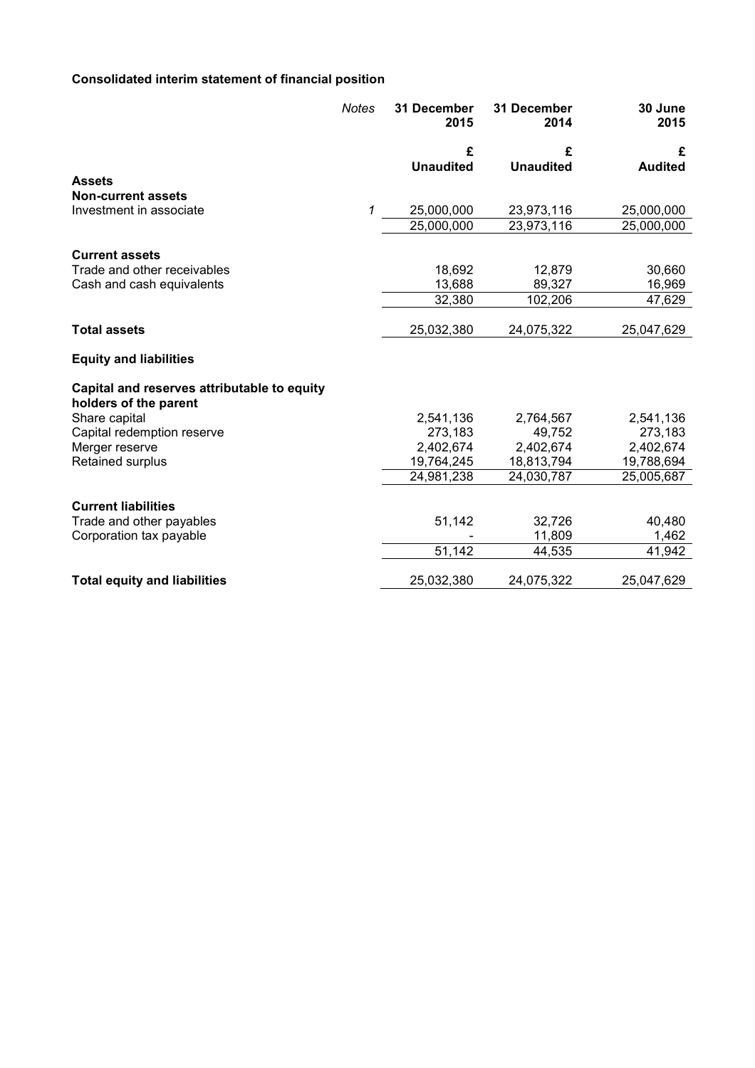**Consolidated interim statement of financial position**

| | *Notes* | 31 December 2015 | 31 December 2014 | 30 June 2015 |
|---|---|---|---|---|
| | | £ | £ | £ |
| | | **Unaudited** | **Unaudited** | **Audited** |
| **Assets** | | | | |
| **Non-current assets** | | | | |
| Investment in associate | *1* | 25,000,000 | 23,973,116 | 25,000,000 |
| | | 25,000,000 | 23,973,116 | 25,000,000 |
| **Current assets** | | | | |
| Trade and other receivables | | 18,692 | 12,879 | 30,660 |
| Cash and cash equivalents | | 13,688 | 89,327 | 16,969 |
| | | 32,380 | 102,206 | 47,629 |
| **Total assets** | | 25,032,380 | 24,075,322 | 25,047,629 |
| **Equity and liabilities** | | | | |
| **Capital and reserves attributable to equity holders of the parent** | | | | |
| Share capital | | 2,541,136 | 2,764,567 | 2,541,136 |
| Capital redemption reserve | | 273,183 | 49,752 | 273,183 |
| Merger reserve | | 2,402,674 | 2,402,674 | 2,402,674 |
| Retained surplus | | 19,764,245 | 18,813,794 | 19,788,694 |
| | | 24,981,238 | 24,030,787 | 25,005,687 |
| **Current liabilities** | | | | |
| Trade and other payables | | 51,142 | 32,726 | 40,480 |
| Corporation tax payable | | - | 11,809 | 1,462 |
| | | 51,142 | 44,535 | 41,942 |
| **Total equity and liabilities** | | 25,032,380 | 24,075,322 | 25,047,629 |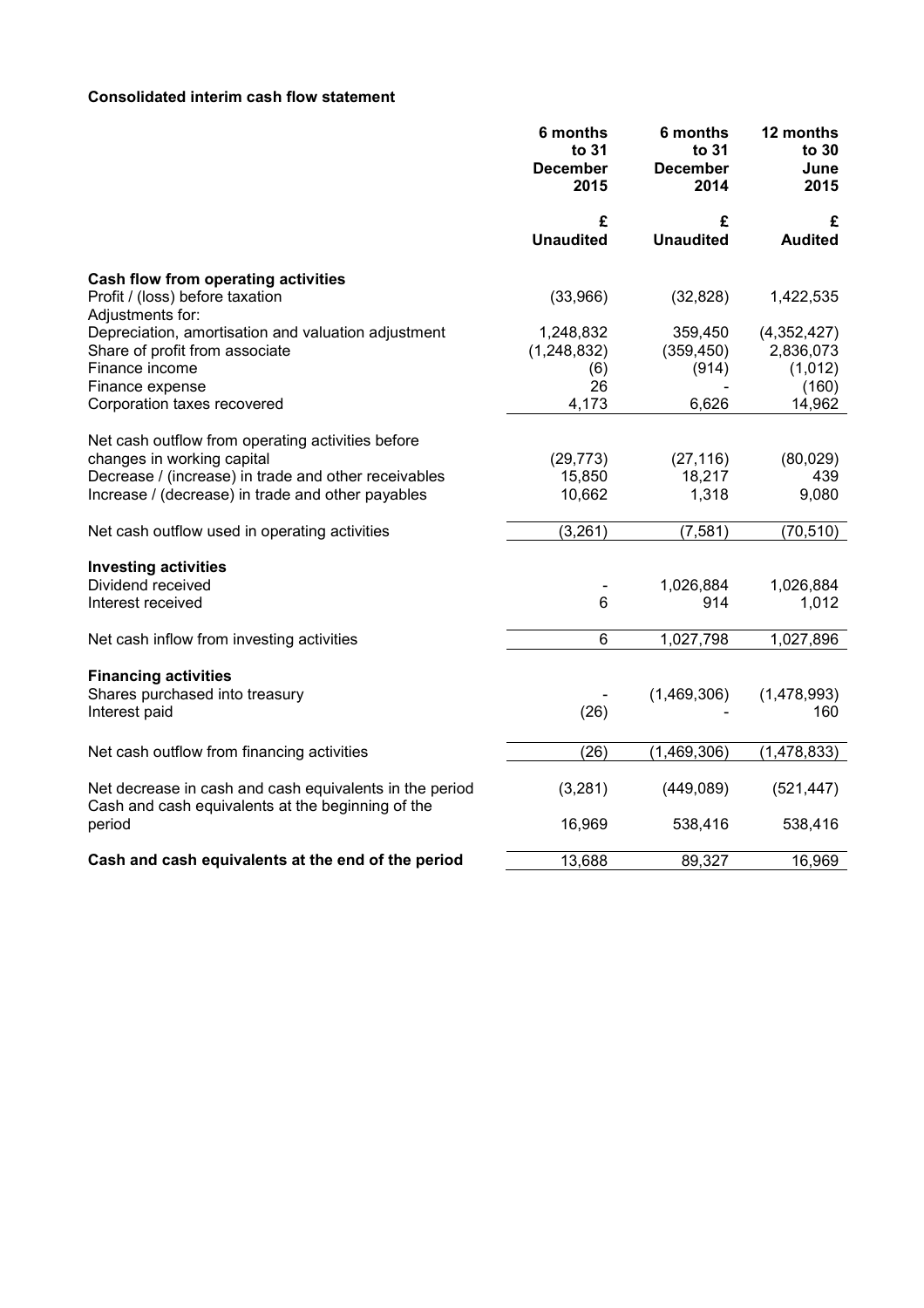**Consolidated interim cash flow statement**

| | 6 months to 31 December 2015 | 6 months to 31 December 2014 | 12 months to 30 June 2015 |
|---|---|---|---|
| | £ | £ | £ |
| | Unaudited | Unaudited | Audited |
| **Cash flow from operating activities** | | | |
| Profit / (loss) before taxation | (33,966) | (32,828) | 1,422,535 |
| Adjustments for: | | | |
| Depreciation, amortisation and valuation adjustment | 1,248,832 | 359,450 | (4,352,427) |
| Share of profit from associate | (1,248,832) | (359,450) | 2,836,073 |
| Finance income | (6) | (914) | (1,012) |
| Finance expense | 26 | - | (160) |
| Corporation taxes recovered | 4,173 | 6,626 | 14,962 |
| Net cash outflow from operating activities before changes in working capital | (29,773) | (27,116) | (80,029) |
| Decrease / (increase) in trade and other receivables | 15,850 | 18,217 | 439 |
| Increase / (decrease) in trade and other payables | 10,662 | 1,318 | 9,080 |
| Net cash outflow used in operating activities | (3,261) | (7,581) | (70,510) |
| **Investing activities** | | | |
| Dividend received | - | 1,026,884 | 1,026,884 |
| Interest received | 6 | 914 | 1,012 |
| Net cash inflow from investing activities | 6 | 1,027,798 | 1,027,896 |
| **Financing activities** | | | |
| Shares purchased into treasury | - | (1,469,306) | (1,478,993) |
| Interest paid | (26) | - | 160 |
| Net cash outflow from financing activities | (26) | (1,469,306) | (1,478,833) |
| Net decrease in cash and cash equivalents in the period | (3,281) | (449,089) | (521,447) |
| Cash and cash equivalents at the beginning of the period | 16,969 | 538,416 | 538,416 |
| **Cash and cash equivalents at the end of the period** | 13,688 | 89,327 | 16,969 |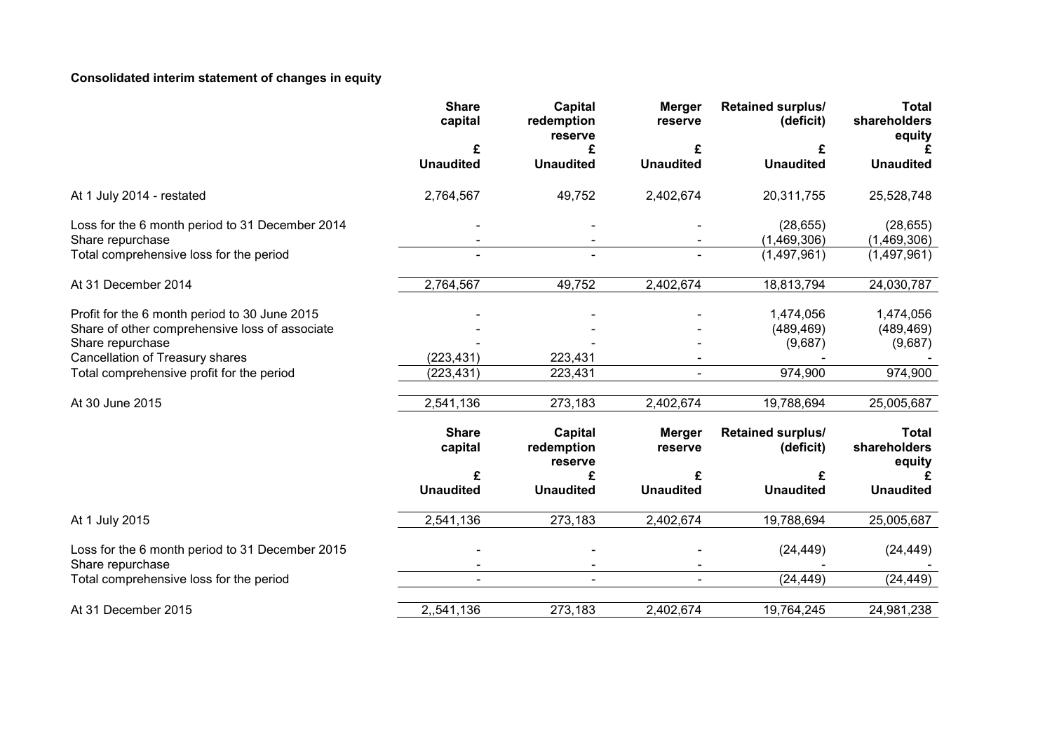**Consolidated interim statement of changes in equity**

| | Share capital | Capital redemption reserve | Merger reserve | Retained surplus/ (deficit) | Total shareholders equity |
|---|---|---|---|---|---|
| | £ | £ | £ | £ | £ |
| | Unaudited | Unaudited | Unaudited | Unaudited | Unaudited |
| At 1 July 2014 - restated | 2,764,567 | 49,752 | 2,402,674 | 20,311,755 | 25,528,748 |
| Loss for the 6 month period to 31 December 2014 | - | - | - | (28,655) | (28,655) |
| Share repurchase | - | - | - | (1,469,306) | (1,469,306) |
| Total comprehensive loss for the period | - | - | - | (1,497,961) | (1,497,961) |
| At 31 December 2014 | 2,764,567 | 49,752 | 2,402,674 | 18,813,794 | 24,030,787 |
| Profit for the 6 month period to 30 June 2015 | - | - | - | 1,474,056 | 1,474,056 |
| Share of other comprehensive loss of associate | - | - | - | (489,469) | (489,469) |
| Share repurchase | - | - | - | (9,687) | (9,687) |
| Cancellation of Treasury shares | (223,431) | 223,431 | - | - | - |
| Total comprehensive profit for the period | (223,431) | 223,431 | - | 974,900 | 974,900 |
| At 30 June 2015 | 2,541,136 | 273,183 | 2,402,674 | 19,788,694 | 25,005,687 |

| | Share capital | Capital redemption reserve | Merger reserve | Retained surplus/ (deficit) | Total shareholders equity |
|---|---|---|---|---|---|
| | £ | £ | £ | £ | £ |
| | Unaudited | Unaudited | Unaudited | Unaudited | Unaudited |
| At 1 July 2015 | 2,541,136 | 273,183 | 2,402,674 | 19,788,694 | 25,005,687 |
| Loss for the 6 month period to 31 December 2015 | - | - | - | (24,449) | (24,449) |
| Share repurchase | - | - | - | - | - |
| Total comprehensive loss for the period | - | - | - | (24,449) | (24,449) |
| At 31 December 2015 | 2,,541,136 | 273,183 | 2,402,674 | 19,764,245 | 24,981,238 |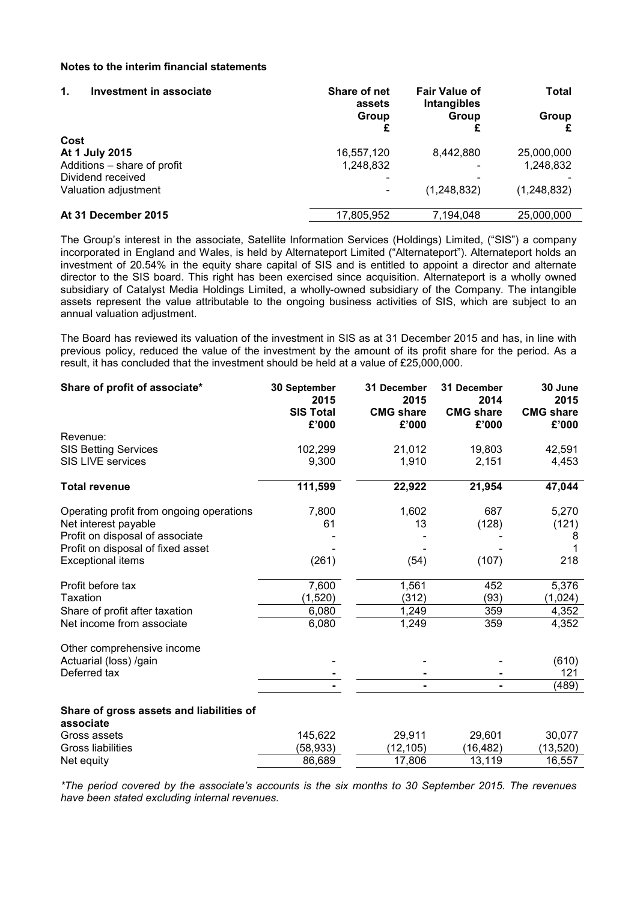**Notes to the interim financial statements**

| **1. Investment in associate** | **Share of net assets Group £** | **Fair Value of Intangibles Group £** | **Total Group £** |
|---|---|---|---|
| **Cost** | | | |
| **At 1 July 2015** | 16,557,120 | 8,442,880 | 25,000,000 |
| Additions – share of profit | 1,248,832 | - | 1,248,832 |
| Dividend received | - | - | - |
| Valuation adjustment | - | (1,248,832) | (1,248,832) |
| **At 31 December 2015** | 17,805,952 | 7,194,048 | 25,000,000 |

The Group's interest in the associate, Satellite Information Services (Holdings) Limited, ("SIS") a company incorporated in England and Wales, is held by Alternateport Limited ("Alternateport"). Alternateport holds an investment of 20.54% in the equity share capital of SIS and is entitled to appoint a director and alternate director to the SIS board. This right has been exercised since acquisition. Alternateport is a wholly owned subsidiary of Catalyst Media Holdings Limited, a wholly-owned subsidiary of the Company. The intangible assets represent the value attributable to the ongoing business activities of SIS, which are subject to an annual valuation adjustment.

The Board has reviewed its valuation of the investment in SIS as at 31 December 2015 and has, in line with previous policy, reduced the value of the investment by the amount of its profit share for the period. As a result, it has concluded that the investment should be held at a value of £25,000,000.

| **Share of profit of associate*** | **30 September 2015 SIS Total £'000** | **31 December 2015 CMG share £'000** | **31 December 2014 CMG share £'000** | **30 June 2015 CMG share £'000** |
|---|---|---|---|---|
| Revenue: | | | | |
| SIS Betting Services | 102,299 | 21,012 | 19,803 | 42,591 |
| SIS LIVE services | 9,300 | 1,910 | 2,151 | 4,453 |
| **Total revenue** | **111,599** | **22,922** | **21,954** | **47,044** |
| Operating profit from ongoing operations | 7,800 | 1,602 | 687 | 5,270 |
| Net interest payable | 61 | 13 | (128) | (121) |
| Profit on disposal of associate | - | - | - | 8 |
| Profit on disposal of fixed asset | - | - | - | 1 |
| Exceptional items | (261) | (54) | (107) | 218 |
| Profit before tax | 7,600 | 1,561 | 452 | 5,376 |
| Taxation | (1,520) | (312) | (93) | (1,024) |
| Share of profit after taxation | 6,080 | 1,249 | 359 | 4,352 |
| Net income from associate | 6,080 | 1,249 | 359 | 4,352 |
| Other comprehensive income | | | | |
| Actuarial (loss) /gain | - | - | - | (610) |
| Deferred tax | - | - | - | 121 |
| | - | - | - | (489) |
| **Share of gross assets and liabilities of associate** | | | | |
| Gross assets | 145,622 | 29,911 | 29,601 | 30,077 |
| Gross liabilities | (58,933) | (12,105) | (16,482) | (13,520) |
| Net equity | 86,689 | 17,806 | 13,119 | 16,557 |

*\*The period covered by the associate's accounts is the six months to 30 September 2015. The revenues have been stated excluding internal revenues.*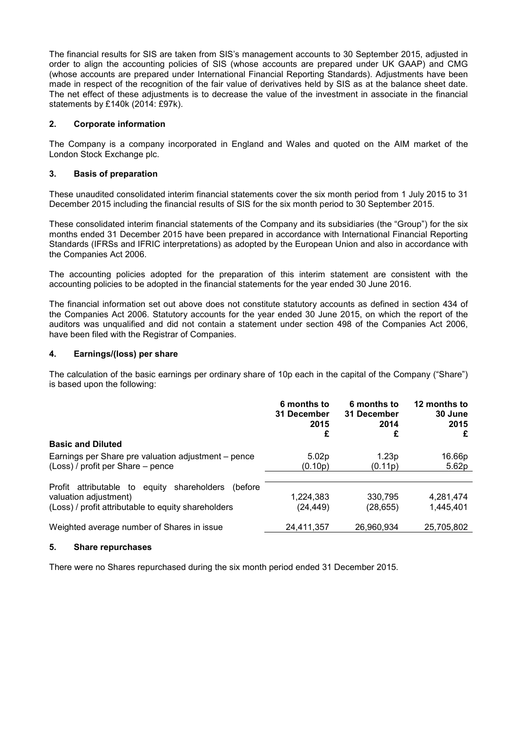The financial results for SIS are taken from SIS's management accounts to 30 September 2015, adjusted in order to align the accounting policies of SIS (whose accounts are prepared under UK GAAP) and CMG (whose accounts are prepared under International Financial Reporting Standards). Adjustments have been made in respect of the recognition of the fair value of derivatives held by SIS as at the balance sheet date. The net effect of these adjustments is to decrease the value of the investment in associate in the financial statements by £140k (2014: £97k).

## 2. Corporate information

The Company is a company incorporated in England and Wales and quoted on the AIM market of the London Stock Exchange plc.

## 3. Basis of preparation

These unaudited consolidated interim financial statements cover the six month period from 1 July 2015 to 31 December 2015 including the financial results of SIS for the six month period to 30 September 2015.

These consolidated interim financial statements of the Company and its subsidiaries (the "Group") for the six months ended 31 December 2015 have been prepared in accordance with International Financial Reporting Standards (IFRSs and IFRIC interpretations) as adopted by the European Union and also in accordance with the Companies Act 2006.

The accounting policies adopted for the preparation of this interim statement are consistent with the accounting policies to be adopted in the financial statements for the year ended 30 June 2016.

The financial information set out above does not constitute statutory accounts as defined in section 434 of the Companies Act 2006. Statutory accounts for the year ended 30 June 2015, on which the report of the auditors was unqualified and did not contain a statement under section 498 of the Companies Act 2006, have been filed with the Registrar of Companies.

## 4. Earnings/(loss) per share

The calculation of the basic earnings per ordinary share of 10p each in the capital of the Company ("Share") is based upon the following:

| | 6 months to 31 December 2015 £ | 6 months to 31 December 2014 £ | 12 months to 30 June 2015 £ |
|---|---|---|---|
| **Basic and Diluted** | | | |
| Earnings per Share pre valuation adjustment – pence | 5.02p | 1.23p | 16.66p |
| (Loss) / profit per Share – pence | (0.10p) | (0.11p) | 5.62p |
| Profit attributable to equity shareholders (before valuation adjustment) | 1,224,383 | 330,795 | 4,281,474 |
| (Loss) / profit attributable to equity shareholders | (24,449) | (28,655) | 1,445,401 |
| Weighted average number of Shares in issue | 24,411,357 | 26,960,934 | 25,705,802 |

## 5. Share repurchases

There were no Shares repurchased during the six month period ended 31 December 2015.